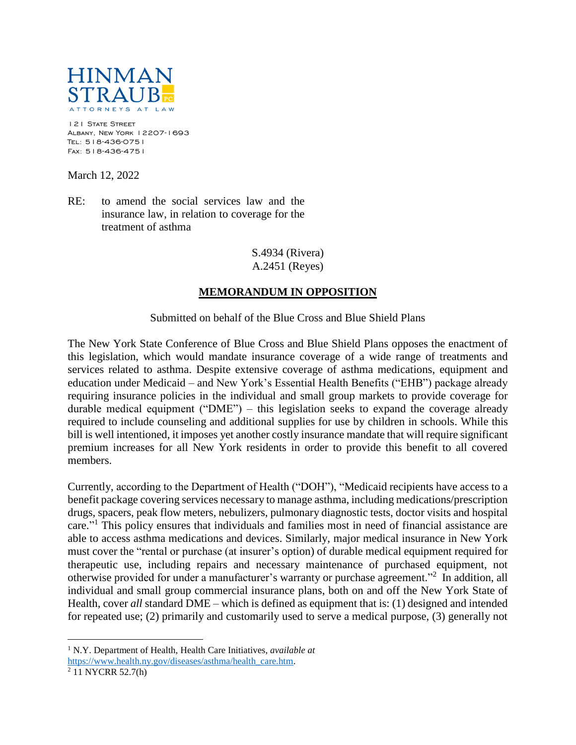HINMAN STRAUB PC

ATTORNEYS AT LAW

121 State Street
Albany, New York 12207-1693
Tel: 518-436-0751
Fax: 518-436-4751

March 12, 2022

RE: to amend the social services law and the insurance law, in relation to coverage for the treatment of asthma

S.4934 (Rivera)
A.2451 (Reyes)

## MEMORANDUM IN OPPOSITION

Submitted on behalf of the Blue Cross and Blue Shield Plans

The New York State Conference of Blue Cross and Blue Shield Plans opposes the enactment of this legislation, which would mandate insurance coverage of a wide range of treatments and services related to asthma. Despite extensive coverage of asthma medications, equipment and education under Medicaid – and New York's Essential Health Benefits ("EHB") package already requiring insurance policies in the individual and small group markets to provide coverage for durable medical equipment ("DME") – this legislation seeks to expand the coverage already required to include counseling and additional supplies for use by children in schools. While this bill is well intentioned, it imposes yet another costly insurance mandate that will require significant premium increases for all New York residents in order to provide this benefit to all covered members.

Currently, according to the Department of Health ("DOH"), "Medicaid recipients have access to a benefit package covering services necessary to manage asthma, including medications/prescription drugs, spacers, peak flow meters, nebulizers, pulmonary diagnostic tests, doctor visits and hospital care."[1] This policy ensures that individuals and families most in need of financial assistance are able to access asthma medications and devices. Similarly, major medical insurance in New York must cover the "rental or purchase (at insurer's option) of durable medical equipment required for therapeutic use, including repairs and necessary maintenance of purchased equipment, not otherwise provided for under a manufacturer's warranty or purchase agreement."[2] In addition, all individual and small group commercial insurance plans, both on and off the New York State of Health, cover *all* standard DME – which is defined as equipment that is: (1) designed and intended for repeated use; (2) primarily and customarily used to serve a medical purpose, (3) generally not

---

[1] N.Y. Department of Health, Health Care Initiatives, *available at* https://www.health.ny.gov/diseases/asthma/health_care.htm.

[2] 11 NYCRR 52.7(h)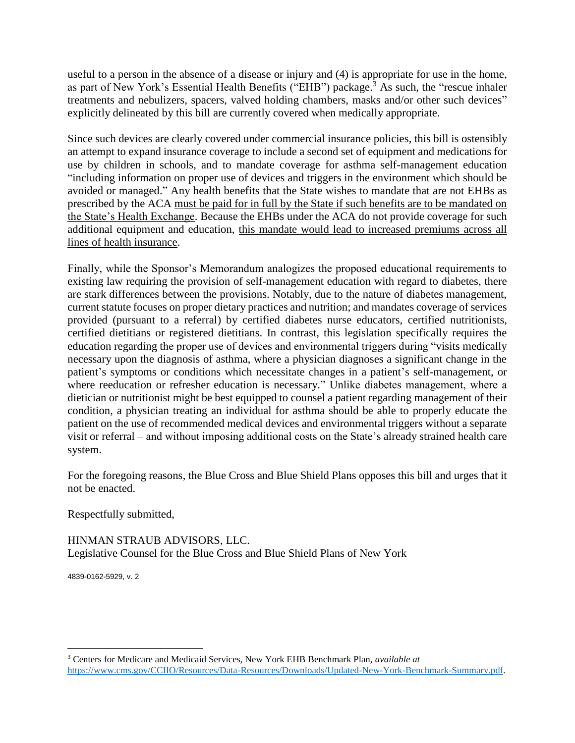useful to a person in the absence of a disease or injury and (4) is appropriate for use in the home, as part of New York's Essential Health Benefits ("EHB") package.[3] As such, the "rescue inhaler treatments and nebulizers, spacers, valved holding chambers, masks and/or other such devices" explicitly delineated by this bill are currently covered when medically appropriate.

Since such devices are clearly covered under commercial insurance policies, this bill is ostensibly an attempt to expand insurance coverage to include a second set of equipment and medications for use by children in schools, and to mandate coverage for asthma self-management education "including information on proper use of devices and triggers in the environment which should be avoided or managed." Any health benefits that the State wishes to mandate that are not EHBs as prescribed by the ACA <u>must be paid for in full by the State if such benefits are to be mandated on the State's Health Exchange</u>. Because the EHBs under the ACA do not provide coverage for such additional equipment and education, <u>this mandate would lead to increased premiums across all lines of health insurance</u>.

Finally, while the Sponsor's Memorandum analogizes the proposed educational requirements to existing law requiring the provision of self-management education with regard to diabetes, there are stark differences between the provisions. Notably, due to the nature of diabetes management, current statute focuses on proper dietary practices and nutrition; and mandates coverage of services provided (pursuant to a referral) by certified diabetes nurse educators, certified nutritionists, certified dietitians or registered dietitians. In contrast, this legislation specifically requires the education regarding the proper use of devices and environmental triggers during "visits medically necessary upon the diagnosis of asthma, where a physician diagnoses a significant change in the patient's symptoms or conditions which necessitate changes in a patient's self-management, or where reeducation or refresher education is necessary." Unlike diabetes management, where a dietician or nutritionist might be best equipped to counsel a patient regarding management of their condition, a physician treating an individual for asthma should be able to properly educate the patient on the use of recommended medical devices and environmental triggers without a separate visit or referral – and without imposing additional costs on the State's already strained health care system.

For the foregoing reasons, the Blue Cross and Blue Shield Plans opposes this bill and urges that it not be enacted.

Respectfully submitted,

HINMAN STRAUB ADVISORS, LLC.
Legislative Counsel for the Blue Cross and Blue Shield Plans of New York

4839-0162-5929, v. 2

---

[3] Centers for Medicare and Medicaid Services, New York EHB Benchmark Plan, *available at* https://www.cms.gov/CCIIO/Resources/Data-Resources/Downloads/Updated-New-York-Benchmark-Summary.pdf.